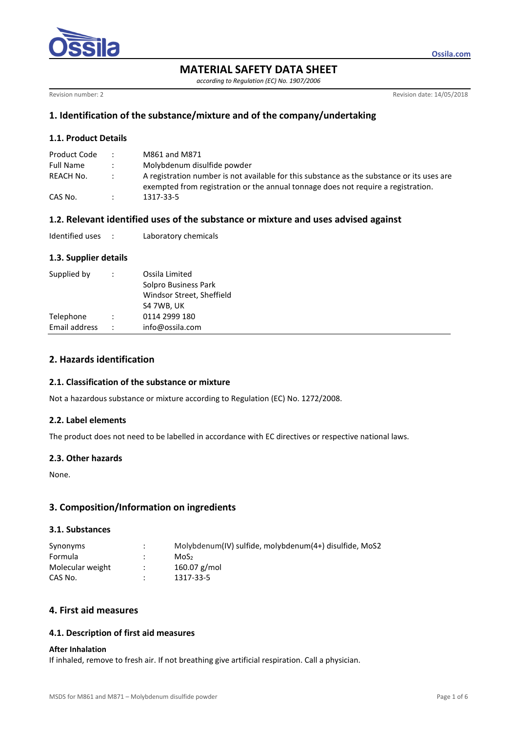# MATERIAL SAFETY DATA SHEET

*according to Regulation (EC) No. 1907/2006*

Revision number: 2 Revision date: 14/05/2018

## 1. Identification of the substance/mixture and of the company/undertaking

### 1.1. Product Details

| | | |
|---|---|---|
| Product Code | : | M861 and M871 |
| Full Name | : | Molybdenum disulfide powder |
| REACH No. | : | A registration number is not available for this substance as the substance or its uses are exempted from registration or the annual tonnage does not require a registration. |
| CAS No. | : | 1317-33-5 |

### 1.2. Relevant identified uses of the substance or mixture and uses advised against

| | | |
|---|---|---|
| Identified uses | : | Laboratory chemicals |

### 1.3. Supplier details

| | | |
|---|---|---|
| Supplied by | : | Ossila Limited<br>Solpro Business Park<br>Windsor Street, Sheffield<br>S4 7WB, UK |
| Telephone | : | 0114 2999 180 |
| Email address | : | info@ossila.com |

## 2. Hazards identification

### 2.1. Classification of the substance or mixture

Not a hazardous substance or mixture according to Regulation (EC) No. 1272/2008.

### 2.2. Label elements

The product does not need to be labelled in accordance with EC directives or respective national laws.

### 2.3. Other hazards

None.

## 3. Composition/Information on ingredients

### 3.1. Substances

| | | |
|---|---|---|
| Synonyms | : | Molybdenum(IV) sulfide, molybdenum(4+) disulfide, MoS2 |
| Formula | : | $MoS_2$ |
| Molecular weight | : | 160.07 g/mol |
| CAS No. | : | 1317-33-5 |

## 4. First aid measures

### 4.1. Description of first aid measures

**After Inhalation**

If inhaled, remove to fresh air. If not breathing give artificial respiration. Call a physician.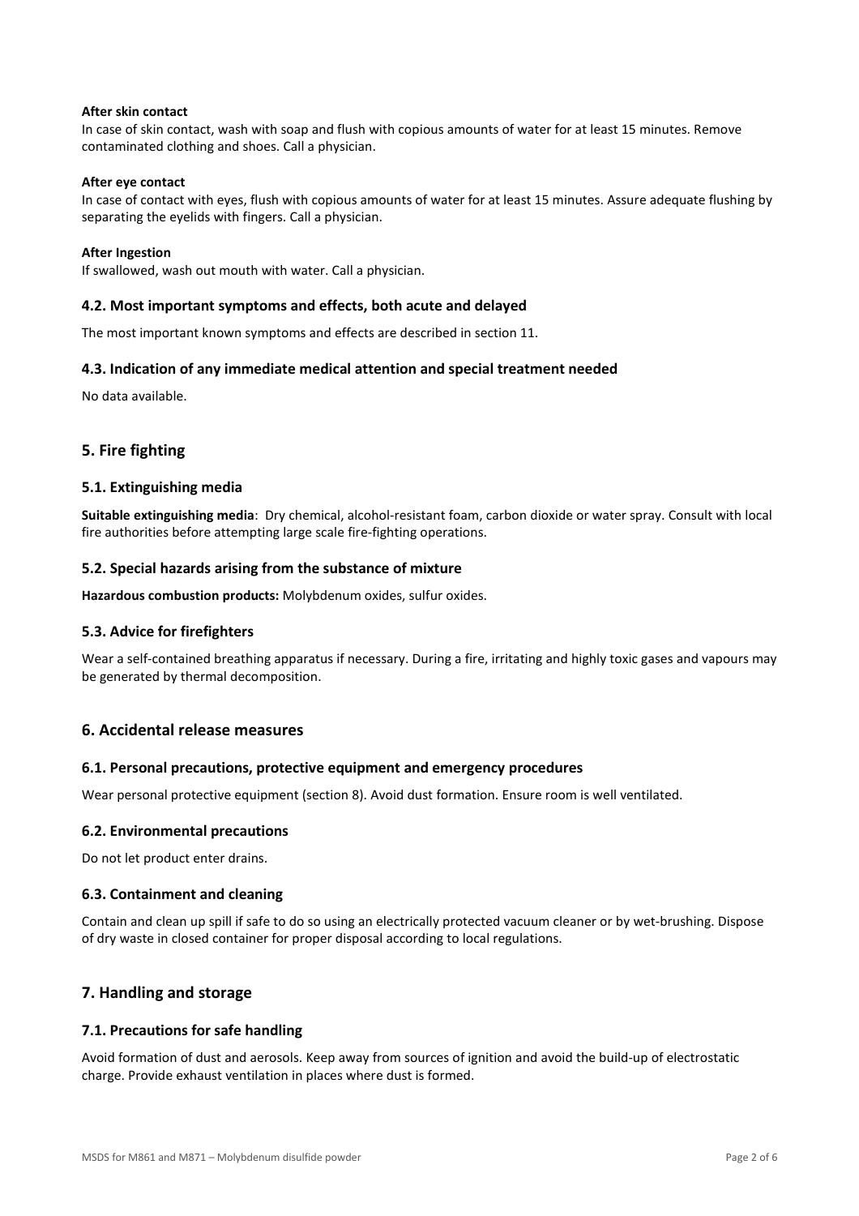**After skin contact**

In case of skin contact, wash with soap and flush with copious amounts of water for at least 15 minutes. Remove contaminated clothing and shoes. Call a physician.

**After eye contact**

In case of contact with eyes, flush with copious amounts of water for at least 15 minutes. Assure adequate flushing by separating the eyelids with fingers. Call a physician.

**After Ingestion**

If swallowed, wash out mouth with water. Call a physician.

### 4.2. Most important symptoms and effects, both acute and delayed

The most important known symptoms and effects are described in section 11.

### 4.3. Indication of any immediate medical attention and special treatment needed

No data available.

## 5. Fire fighting

### 5.1. Extinguishing media

**Suitable extinguishing media**: Dry chemical, alcohol-resistant foam, carbon dioxide or water spray. Consult with local fire authorities before attempting large scale fire-fighting operations.

### 5.2. Special hazards arising from the substance of mixture

**Hazardous combustion products:** Molybdenum oxides, sulfur oxides.

### 5.3. Advice for firefighters

Wear a self-contained breathing apparatus if necessary. During a fire, irritating and highly toxic gases and vapours may be generated by thermal decomposition.

## 6. Accidental release measures

### 6.1. Personal precautions, protective equipment and emergency procedures

Wear personal protective equipment (section 8). Avoid dust formation. Ensure room is well ventilated.

### 6.2. Environmental precautions

Do not let product enter drains.

### 6.3. Containment and cleaning

Contain and clean up spill if safe to do so using an electrically protected vacuum cleaner or by wet-brushing. Dispose of dry waste in closed container for proper disposal according to local regulations.

## 7. Handling and storage

### 7.1. Precautions for safe handling

Avoid formation of dust and aerosols. Keep away from sources of ignition and avoid the build-up of electrostatic charge. Provide exhaust ventilation in places where dust is formed.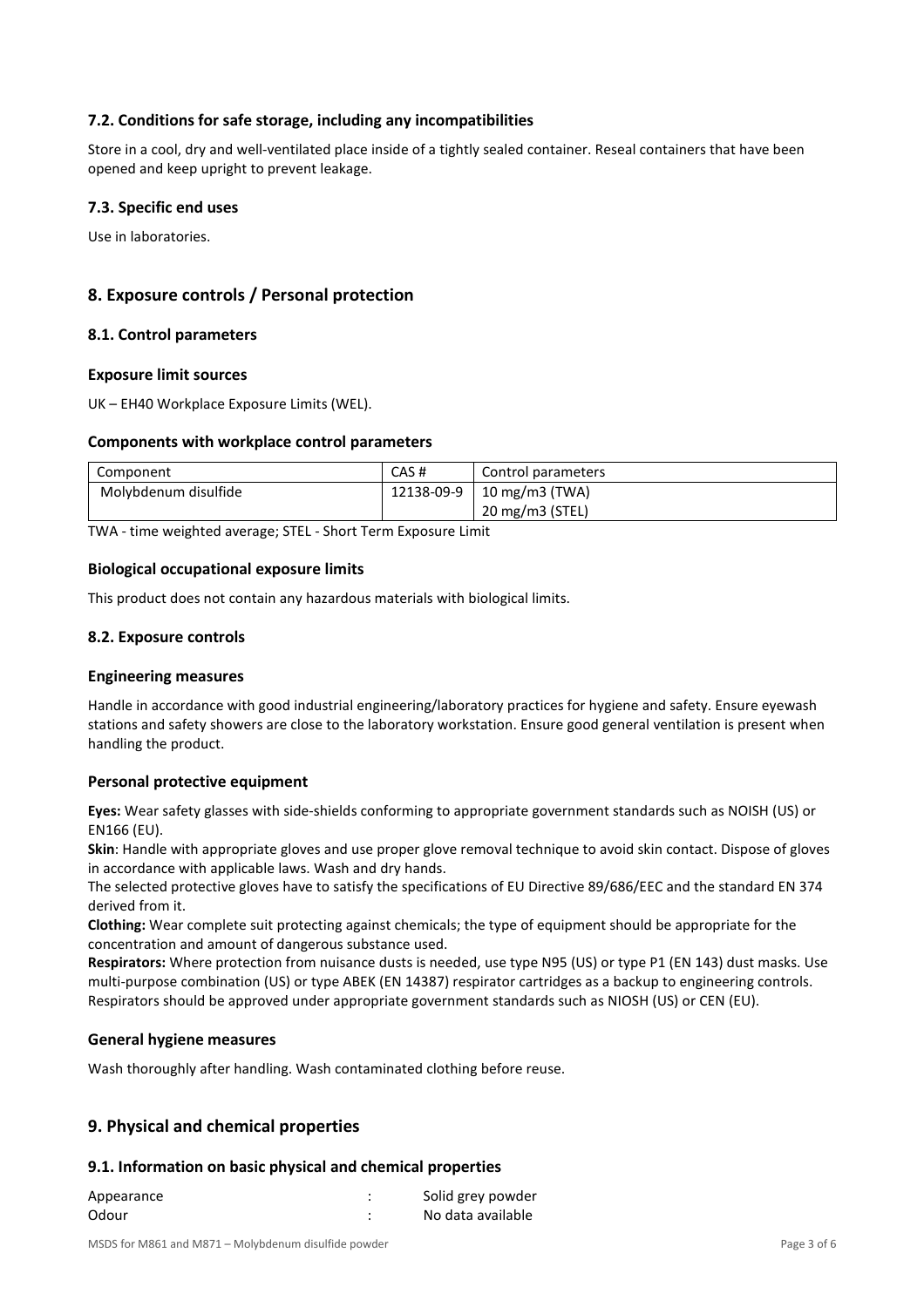### 7.2. Conditions for safe storage, including any incompatibilities

Store in a cool, dry and well-ventilated place inside of a tightly sealed container. Reseal containers that have been opened and keep upright to prevent leakage.

### 7.3. Specific end uses

Use in laboratories.

## 8. Exposure controls / Personal protection

### 8.1. Control parameters

#### Exposure limit sources

UK – EH40 Workplace Exposure Limits (WEL).

#### Components with workplace control parameters

| Component | CAS # | Control parameters |
|---|---|---|
| Molybdenum disulfide | 12138-09-9 | 10 mg/m3 (TWA)<br>20 mg/m3 (STEL) |

TWA - time weighted average; STEL - Short Term Exposure Limit

#### Biological occupational exposure limits

This product does not contain any hazardous materials with biological limits.

### 8.2. Exposure controls

#### Engineering measures

Handle in accordance with good industrial engineering/laboratory practices for hygiene and safety. Ensure eyewash stations and safety showers are close to the laboratory workstation. Ensure good general ventilation is present when handling the product.

#### Personal protective equipment

**Eyes:** Wear safety glasses with side-shields conforming to appropriate government standards such as NOISH (US) or EN166 (EU).

**Skin**: Handle with appropriate gloves and use proper glove removal technique to avoid skin contact. Dispose of gloves in accordance with applicable laws. Wash and dry hands.

The selected protective gloves have to satisfy the specifications of EU Directive 89/686/EEC and the standard EN 374 derived from it.

**Clothing:** Wear complete suit protecting against chemicals; the type of equipment should be appropriate for the concentration and amount of dangerous substance used.

**Respirators:** Where protection from nuisance dusts is needed, use type N95 (US) or type P1 (EN 143) dust masks. Use multi-purpose combination (US) or type ABEK (EN 14387) respirator cartridges as a backup to engineering controls. Respirators should be approved under appropriate government standards such as NIOSH (US) or CEN (EU).

#### General hygiene measures

Wash thoroughly after handling. Wash contaminated clothing before reuse.

## 9. Physical and chemical properties

### 9.1. Information on basic physical and chemical properties

| | | |
|---|---|---|
| Appearance | : | Solid grey powder |
| Odour | : | No data available |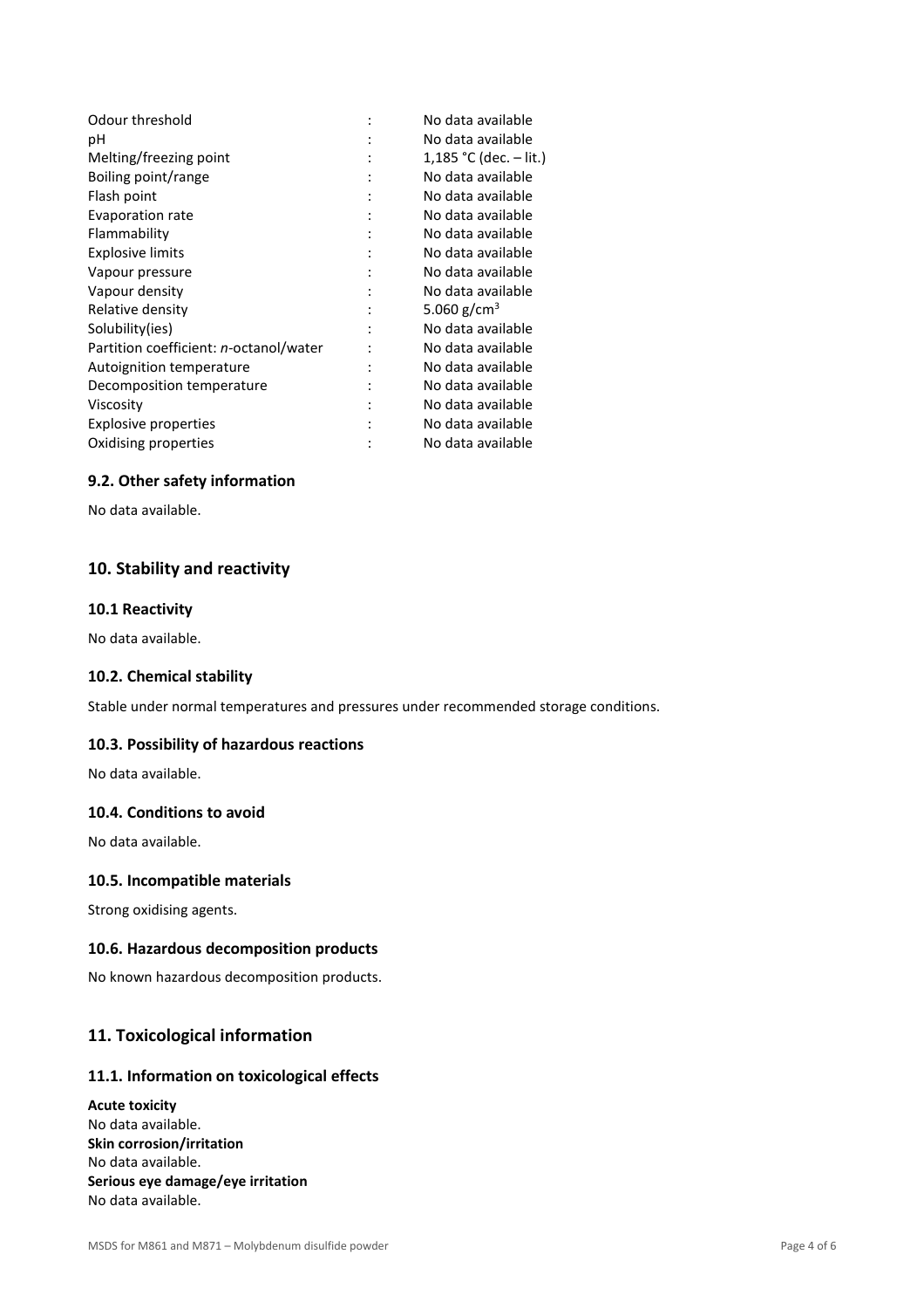| | | |
|---|---|---|
| Odour threshold | : | No data available |
| pH | : | No data available |
| Melting/freezing point | : | 1,185 °C (dec. – lit.) |
| Boiling point/range | : | No data available |
| Flash point | : | No data available |
| Evaporation rate | : | No data available |
| Flammability | : | No data available |
| Explosive limits | : | No data available |
| Vapour pressure | : | No data available |
| Vapour density | : | No data available |
| Relative density | : | 5.060 $g/cm^3$ |
| Solubility(ies) | : | No data available |
| Partition coefficient: *n*-octanol/water | : | No data available |
| Autoignition temperature | : | No data available |
| Decomposition temperature | : | No data available |
| Viscosity | : | No data available |
| Explosive properties | : | No data available |
| Oxidising properties | : | No data available |

### 9.2. Other safety information

No data available.

## 10. Stability and reactivity

### 10.1 Reactivity

No data available.

### 10.2. Chemical stability

Stable under normal temperatures and pressures under recommended storage conditions.

### 10.3. Possibility of hazardous reactions

No data available.

### 10.4. Conditions to avoid

No data available.

### 10.5. Incompatible materials

Strong oxidising agents.

### 10.6. Hazardous decomposition products

No known hazardous decomposition products.

## 11. Toxicological information

### 11.1. Information on toxicological effects

**Acute toxicity**
No data available.
**Skin corrosion/irritation**
No data available.
**Serious eye damage/eye irritation**
No data available.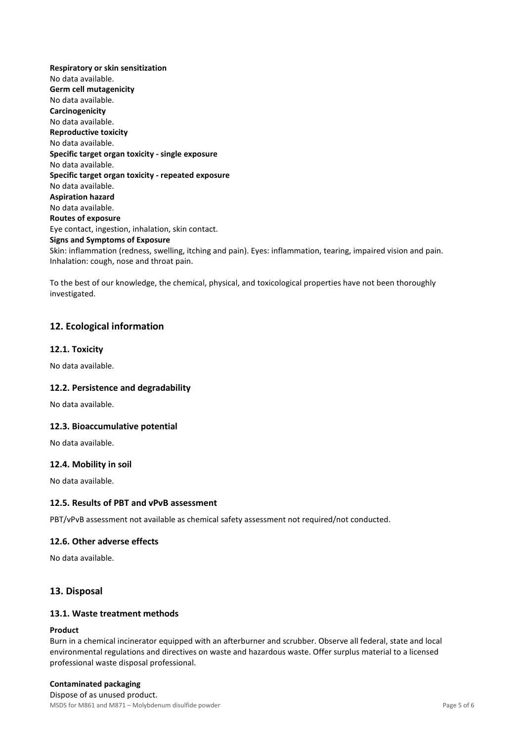**Respiratory or skin sensitization**
No data available.
**Germ cell mutagenicity**
No data available.
**Carcinogenicity**
No data available.
**Reproductive toxicity**
No data available.
**Specific target organ toxicity - single exposure**
No data available.
**Specific target organ toxicity - repeated exposure**
No data available.
**Aspiration hazard**
No data available.
**Routes of exposure**
Eye contact, ingestion, inhalation, skin contact.
**Signs and Symptoms of Exposure**
Skin: inflammation (redness, swelling, itching and pain). Eyes: inflammation, tearing, impaired vision and pain. Inhalation: cough, nose and throat pain.

To the best of our knowledge, the chemical, physical, and toxicological properties have not been thoroughly investigated.

## 12. Ecological information

### 12.1. Toxicity

No data available.

### 12.2. Persistence and degradability

No data available.

### 12.3. Bioaccumulative potential

No data available.

### 12.4. Mobility in soil

No data available.

### 12.5. Results of PBT and vPvB assessment

PBT/vPvB assessment not available as chemical safety assessment not required/not conducted.

### 12.6. Other adverse effects

No data available.

## 13. Disposal

### 13.1. Waste treatment methods

**Product**
Burn in a chemical incinerator equipped with an afterburner and scrubber. Observe all federal, state and local environmental regulations and directives on waste and hazardous waste. Offer surplus material to a licensed professional waste disposal professional.

**Contaminated packaging**
Dispose of as unused product.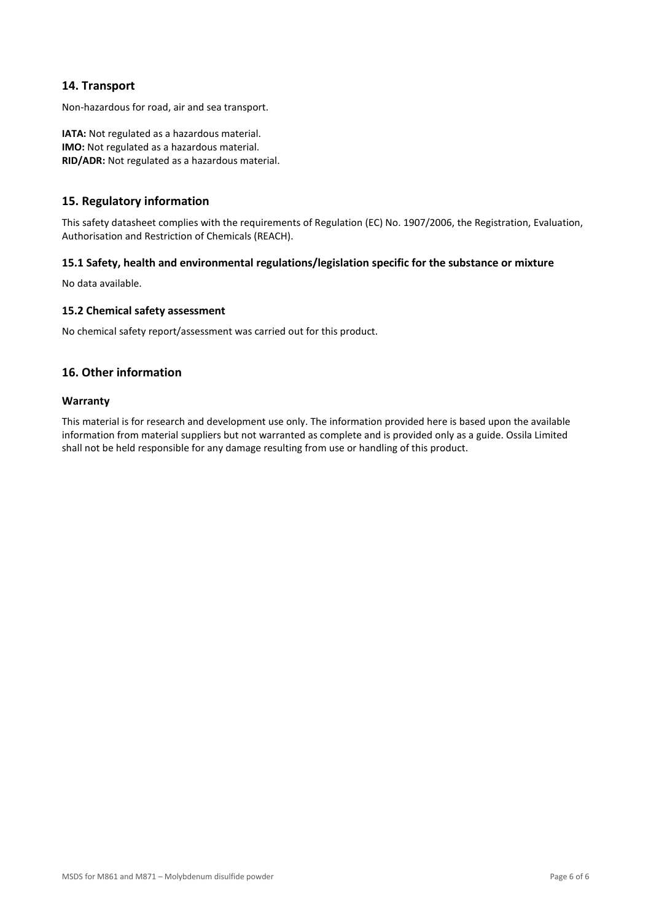## 14. Transport

Non-hazardous for road, air and sea transport.

**IATA:** Not regulated as a hazardous material.
**IMO:** Not regulated as a hazardous material.
**RID/ADR:** Not regulated as a hazardous material.

## 15. Regulatory information

This safety datasheet complies with the requirements of Regulation (EC) No. 1907/2006, the Registration, Evaluation, Authorisation and Restriction of Chemicals (REACH).

### 15.1 Safety, health and environmental regulations/legislation specific for the substance or mixture

No data available.

### 15.2 Chemical safety assessment

No chemical safety report/assessment was carried out for this product.

## 16. Other information

### Warranty

This material is for research and development use only. The information provided here is based upon the available information from material suppliers but not warranted as complete and is provided only as a guide. Ossila Limited shall not be held responsible for any damage resulting from use or handling of this product.